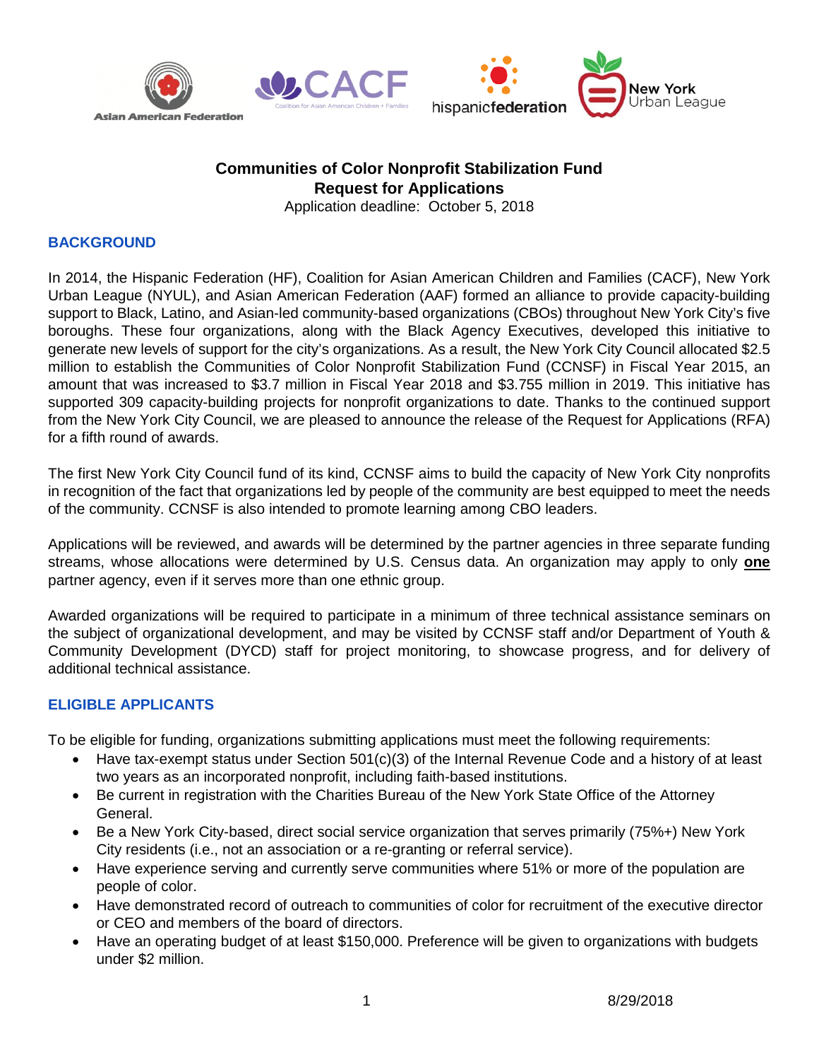# Communities of Color Nonprofit Stabilization Fund
## Request for Applications

Application deadline: October 5, 2018

### BACKGROUND

In 2014, the Hispanic Federation (HF), Coalition for Asian American Children and Families (CACF), New York Urban League (NYUL), and Asian American Federation (AAF) formed an alliance to provide capacity-building support to Black, Latino, and Asian-led community-based organizations (CBOs) throughout New York City's five boroughs. These four organizations, along with the Black Agency Executives, developed this initiative to generate new levels of support for the city's organizations. As a result, the New York City Council allocated $2.5 million to establish the Communities of Color Nonprofit Stabilization Fund (CCNSF) in Fiscal Year 2015, an amount that was increased to $3.7 million in Fiscal Year 2018 and $3.755 million in 2019. This initiative has supported 309 capacity-building projects for nonprofit organizations to date. Thanks to the continued support from the New York City Council, we are pleased to announce the release of the Request for Applications (RFA) for a fifth round of awards.

The first New York City Council fund of its kind, CCNSF aims to build the capacity of New York City nonprofits in recognition of the fact that organizations led by people of the community are best equipped to meet the needs of the community. CCNSF is also intended to promote learning among CBO leaders.

Applications will be reviewed, and awards will be determined by the partner agencies in three separate funding streams, whose allocations were determined by U.S. Census data. An organization may apply to only **one** partner agency, even if it serves more than one ethnic group.

Awarded organizations will be required to participate in a minimum of three technical assistance seminars on the subject of organizational development, and may be visited by CCNSF staff and/or Department of Youth & Community Development (DYCD) staff for project monitoring, to showcase progress, and for delivery of additional technical assistance.

### ELIGIBLE APPLICANTS

To be eligible for funding, organizations submitting applications must meet the following requirements:

- Have tax-exempt status under Section 501(c)(3) of the Internal Revenue Code and a history of at least two years as an incorporated nonprofit, including faith-based institutions.
- Be current in registration with the Charities Bureau of the New York State Office of the Attorney General.
- Be a New York City-based, direct social service organization that serves primarily (75%+) New York City residents (i.e., not an association or a re-granting or referral service).
- Have experience serving and currently serve communities where 51% or more of the population are people of color.
- Have demonstrated record of outreach to communities of color for recruitment of the executive director or CEO and members of the board of directors.
- Have an operating budget of at least $150,000. Preference will be given to organizations with budgets under $2 million.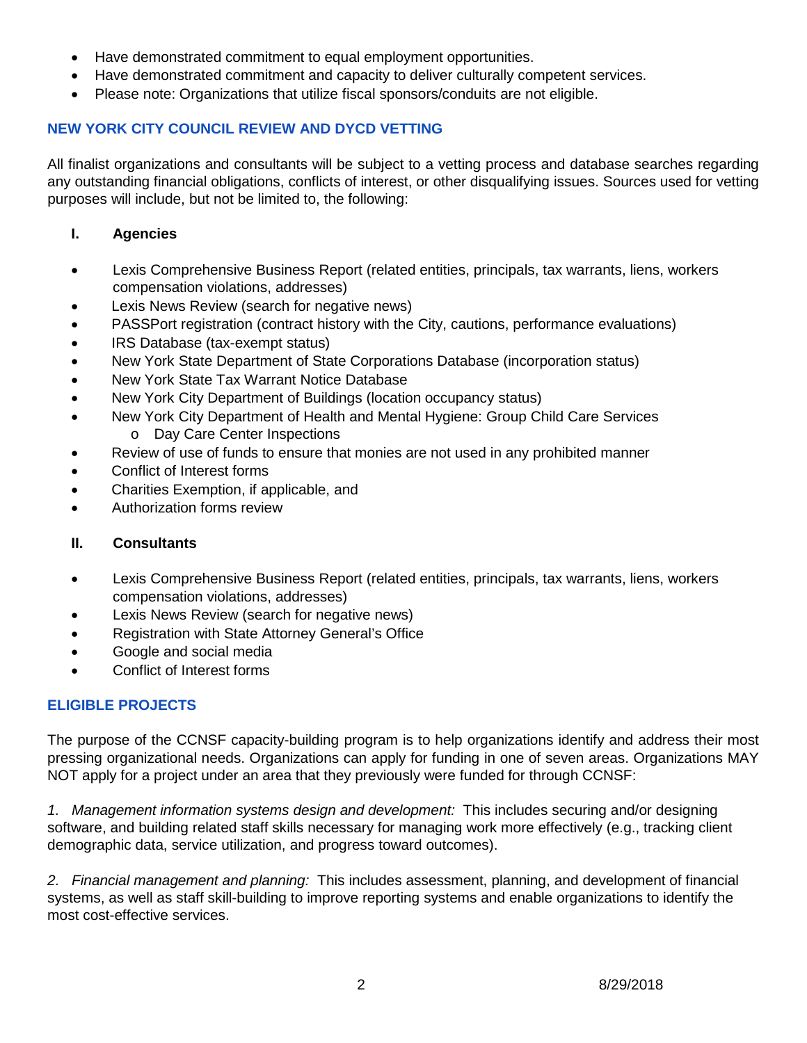- Have demonstrated commitment to equal employment opportunities.
- Have demonstrated commitment and capacity to deliver culturally competent services.
- Please note: Organizations that utilize fiscal sponsors/conduits are not eligible.

## NEW YORK CITY COUNCIL REVIEW AND DYCD VETTING

All finalist organizations and consultants will be subject to a vetting process and database searches regarding any outstanding financial obligations, conflicts of interest, or other disqualifying issues. Sources used for vetting purposes will include, but not be limited to, the following:

### I. Agencies

- Lexis Comprehensive Business Report (related entities, principals, tax warrants, liens, workers compensation violations, addresses)
- Lexis News Review (search for negative news)
- PASSPort registration (contract history with the City, cautions, performance evaluations)
- IRS Database (tax-exempt status)
- New York State Department of State Corporations Database (incorporation status)
- New York State Tax Warrant Notice Database
- New York City Department of Buildings (location occupancy status)
- New York City Department of Health and Mental Hygiene: Group Child Care Services
  - Day Care Center Inspections
- Review of use of funds to ensure that monies are not used in any prohibited manner
- Conflict of Interest forms
- Charities Exemption, if applicable, and
- Authorization forms review

### II. Consultants

- Lexis Comprehensive Business Report (related entities, principals, tax warrants, liens, workers compensation violations, addresses)
- Lexis News Review (search for negative news)
- Registration with State Attorney General's Office
- Google and social media
- Conflict of Interest forms

## ELIGIBLE PROJECTS

The purpose of the CCNSF capacity-building program is to help organizations identify and address their most pressing organizational needs. Organizations can apply for funding in one of seven areas. Organizations MAY NOT apply for a project under an area that they previously were funded for through CCNSF:

*1. Management information systems design and development:* This includes securing and/or designing software, and building related staff skills necessary for managing work more effectively (e.g., tracking client demographic data, service utilization, and progress toward outcomes).

*2. Financial management and planning:* This includes assessment, planning, and development of financial systems, as well as staff skill-building to improve reporting systems and enable organizations to identify the most cost-effective services.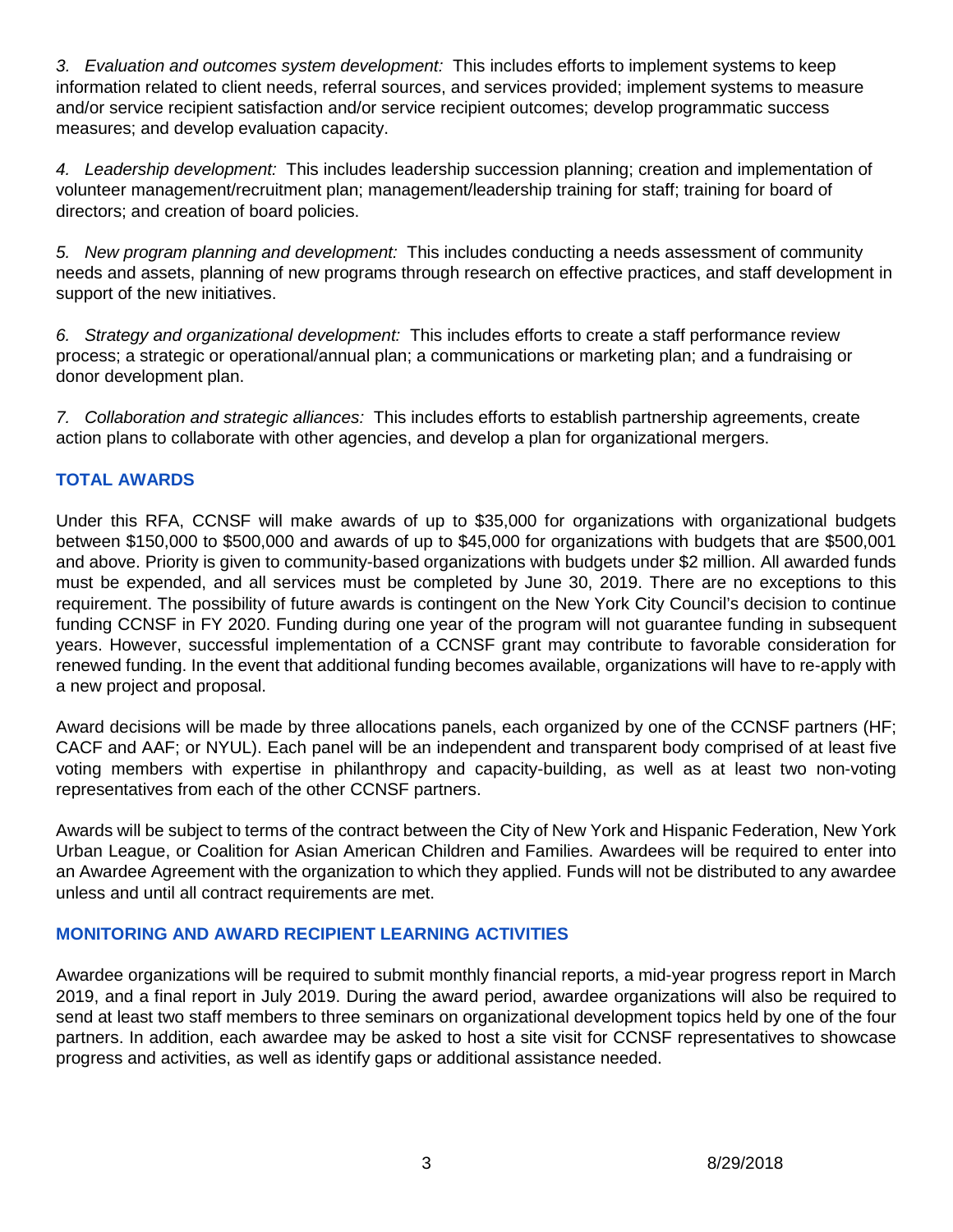3. *Evaluation and outcomes system development:* This includes efforts to implement systems to keep information related to client needs, referral sources, and services provided; implement systems to measure and/or service recipient satisfaction and/or service recipient outcomes; develop programmatic success measures; and develop evaluation capacity.

4. *Leadership development:* This includes leadership succession planning; creation and implementation of volunteer management/recruitment plan; management/leadership training for staff; training for board of directors; and creation of board policies.

5. *New program planning and development:* This includes conducting a needs assessment of community needs and assets, planning of new programs through research on effective practices, and staff development in support of the new initiatives.

6. *Strategy and organizational development:* This includes efforts to create a staff performance review process; a strategic or operational/annual plan; a communications or marketing plan; and a fundraising or donor development plan.

7. *Collaboration and strategic alliances:* This includes efforts to establish partnership agreements, create action plans to collaborate with other agencies, and develop a plan for organizational mergers.

## TOTAL AWARDS

Under this RFA, CCNSF will make awards of up to $35,000 for organizations with organizational budgets between $150,000 to $500,000 and awards of up to $45,000 for organizations with budgets that are $500,001 and above. Priority is given to community-based organizations with budgets under $2 million. All awarded funds must be expended, and all services must be completed by June 30, 2019. There are no exceptions to this requirement. The possibility of future awards is contingent on the New York City Council's decision to continue funding CCNSF in FY 2020. Funding during one year of the program will not guarantee funding in subsequent years. However, successful implementation of a CCNSF grant may contribute to favorable consideration for renewed funding. In the event that additional funding becomes available, organizations will have to re-apply with a new project and proposal.

Award decisions will be made by three allocations panels, each organized by one of the CCNSF partners (HF; CACF and AAF; or NYUL). Each panel will be an independent and transparent body comprised of at least five voting members with expertise in philanthropy and capacity-building, as well as at least two non-voting representatives from each of the other CCNSF partners.

Awards will be subject to terms of the contract between the City of New York and Hispanic Federation, New York Urban League, or Coalition for Asian American Children and Families. Awardees will be required to enter into an Awardee Agreement with the organization to which they applied. Funds will not be distributed to any awardee unless and until all contract requirements are met.

## MONITORING AND AWARD RECIPIENT LEARNING ACTIVITIES

Awardee organizations will be required to submit monthly financial reports, a mid-year progress report in March 2019, and a final report in July 2019. During the award period, awardee organizations will also be required to send at least two staff members to three seminars on organizational development topics held by one of the four partners. In addition, each awardee may be asked to host a site visit for CCNSF representatives to showcase progress and activities, as well as identify gaps or additional assistance needed.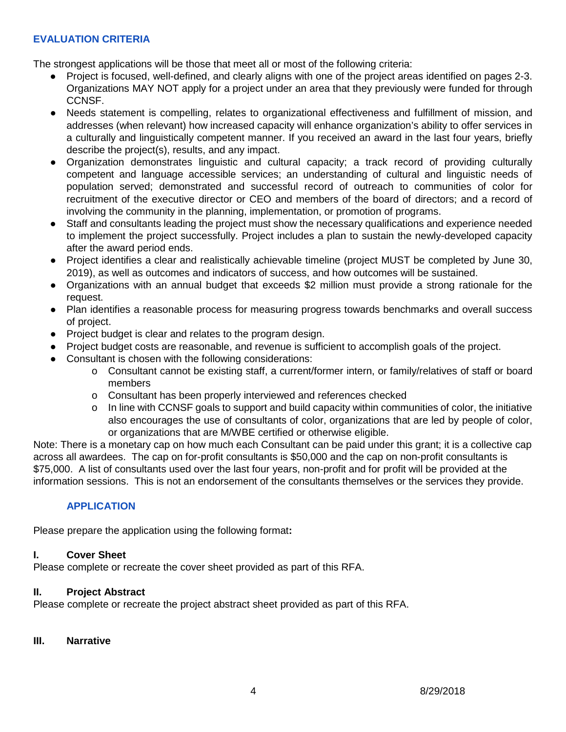## EVALUATION CRITERIA

The strongest applications will be those that meet all or most of the following criteria:

- Project is focused, well-defined, and clearly aligns with one of the project areas identified on pages 2-3. Organizations MAY NOT apply for a project under an area that they previously were funded for through CCNSF.
- Needs statement is compelling, relates to organizational effectiveness and fulfillment of mission, and addresses (when relevant) how increased capacity will enhance organization's ability to offer services in a culturally and linguistically competent manner. If you received an award in the last four years, briefly describe the project(s), results, and any impact.
- Organization demonstrates linguistic and cultural capacity; a track record of providing culturally competent and language accessible services; an understanding of cultural and linguistic needs of population served; demonstrated and successful record of outreach to communities of color for recruitment of the executive director or CEO and members of the board of directors; and a record of involving the community in the planning, implementation, or promotion of programs.
- Staff and consultants leading the project must show the necessary qualifications and experience needed to implement the project successfully. Project includes a plan to sustain the newly-developed capacity after the award period ends.
- Project identifies a clear and realistically achievable timeline (project MUST be completed by June 30, 2019), as well as outcomes and indicators of success, and how outcomes will be sustained.
- Organizations with an annual budget that exceeds $2 million must provide a strong rationale for the request.
- Plan identifies a reasonable process for measuring progress towards benchmarks and overall success of project.
- Project budget is clear and relates to the program design.
- Project budget costs are reasonable, and revenue is sufficient to accomplish goals of the project.
- Consultant is chosen with the following considerations:
  - Consultant cannot be existing staff, a current/former intern, or family/relatives of staff or board members
  - Consultant has been properly interviewed and references checked
  - In line with CCNSF goals to support and build capacity within communities of color, the initiative also encourages the use of consultants of color, organizations that are led by people of color, or organizations that are M/WBE certified or otherwise eligible.

Note: There is a monetary cap on how much each Consultant can be paid under this grant; it is a collective cap across all awardees. The cap on for-profit consultants is $50,000 and the cap on non-profit consultants is $75,000. A list of consultants used over the last four years, non-profit and for profit will be provided at the information sessions. This is not an endorsement of the consultants themselves or the services they provide.

## APPLICATION

Please prepare the application using the following format**:**

### I. Cover Sheet

Please complete or recreate the cover sheet provided as part of this RFA.

### II. Project Abstract

Please complete or recreate the project abstract sheet provided as part of this RFA.

### III. Narrative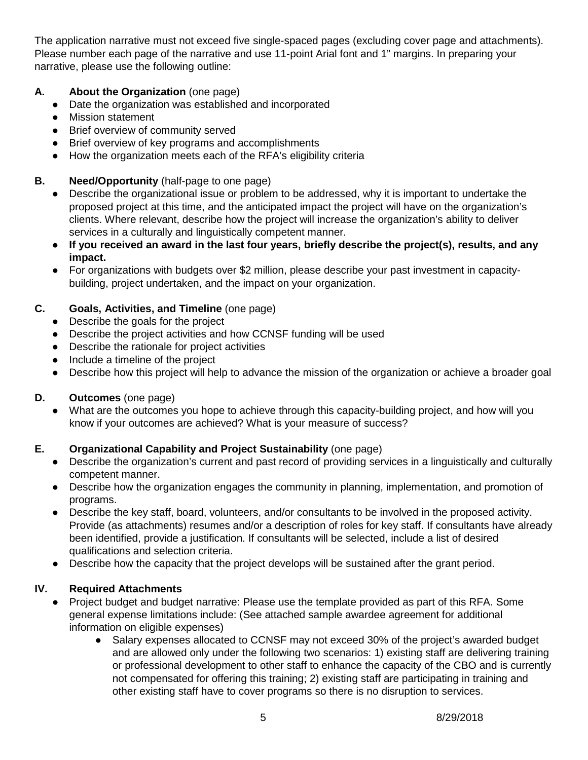The application narrative must not exceed five single-spaced pages (excluding cover page and attachments). Please number each page of the narrative and use 11-point Arial font and 1" margins. In preparing your narrative, please use the following outline:

**A. About the Organization** (one page)

- Date the organization was established and incorporated
- Mission statement
- Brief overview of community served
- Brief overview of key programs and accomplishments
- How the organization meets each of the RFA's eligibility criteria

**B. Need/Opportunity** (half-page to one page)

- Describe the organizational issue or problem to be addressed, why it is important to undertake the proposed project at this time, and the anticipated impact the project will have on the organization's clients. Where relevant, describe how the project will increase the organization's ability to deliver services in a culturally and linguistically competent manner.
- **If you received an award in the last four years, briefly describe the project(s), results, and any impact.**
- For organizations with budgets over $2 million, please describe your past investment in capacity-building, project undertaken, and the impact on your organization.

**C. Goals, Activities, and Timeline** (one page)

- Describe the goals for the project
- Describe the project activities and how CCNSF funding will be used
- Describe the rationale for project activities
- Include a timeline of the project
- Describe how this project will help to advance the mission of the organization or achieve a broader goal

**D. Outcomes** (one page)

- What are the outcomes you hope to achieve through this capacity-building project, and how will you know if your outcomes are achieved? What is your measure of success?

**E. Organizational Capability and Project Sustainability** (one page)

- Describe the organization's current and past record of providing services in a linguistically and culturally competent manner.
- Describe how the organization engages the community in planning, implementation, and promotion of programs.
- Describe the key staff, board, volunteers, and/or consultants to be involved in the proposed activity. Provide (as attachments) resumes and/or a description of roles for key staff. If consultants have already been identified, provide a justification. If consultants will be selected, include a list of desired qualifications and selection criteria.
- Describe how the capacity that the project develops will be sustained after the grant period.

## IV. Required Attachments

- Project budget and budget narrative: Please use the template provided as part of this RFA. Some general expense limitations include: (See attached sample awardee agreement for additional information on eligible expenses)
  - Salary expenses allocated to CCNSF may not exceed 30% of the project's awarded budget and are allowed only under the following two scenarios: 1) existing staff are delivering training or professional development to other staff to enhance the capacity of the CBO and is currently not compensated for offering this training; 2) existing staff are participating in training and other existing staff have to cover programs so there is no disruption to services.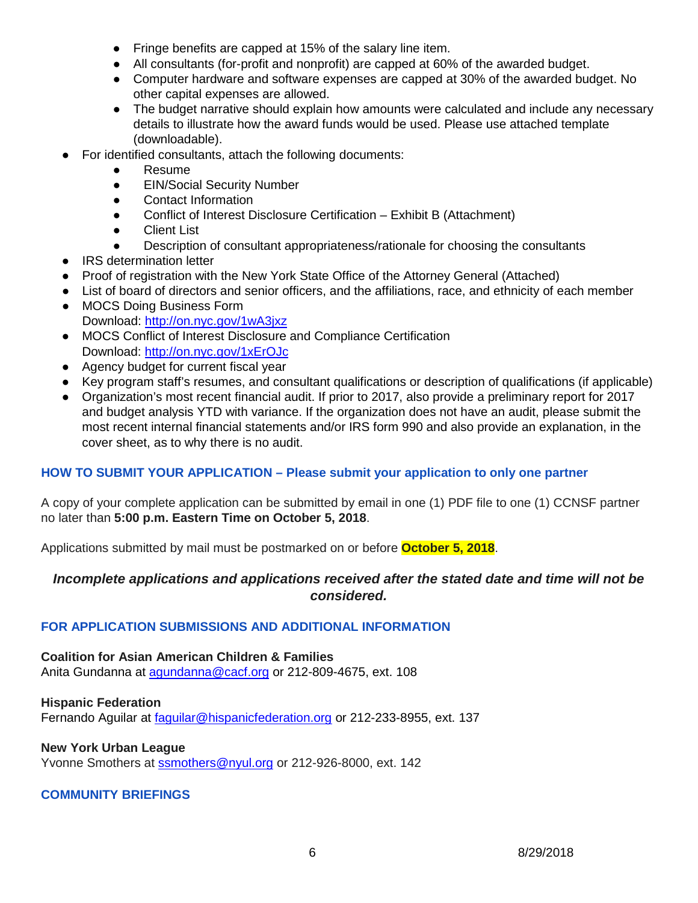- Fringe benefits are capped at 15% of the salary line item.
    - All consultants (for-profit and nonprofit) are capped at 60% of the awarded budget.
    - Computer hardware and software expenses are capped at 30% of the awarded budget. No other capital expenses are allowed.
    - The budget narrative should explain how amounts were calculated and include any necessary details to illustrate how the award funds would be used. Please use attached template (downloadable).
- For identified consultants, attach the following documents:
    - Resume
    - EIN/Social Security Number
    - Contact Information
    - Conflict of Interest Disclosure Certification – Exhibit B (Attachment)
    - Client List
    - Description of consultant appropriateness/rationale for choosing the consultants
- IRS determination letter
- Proof of registration with the New York State Office of the Attorney General (Attached)
- List of board of directors and senior officers, and the affiliations, race, and ethnicity of each member
- MOCS Doing Business Form
  Download: http://on.nyc.gov/1wA3jxz
- MOCS Conflict of Interest Disclosure and Compliance Certification
  Download: http://on.nyc.gov/1xErOJc
- Agency budget for current fiscal year
- Key program staff's resumes, and consultant qualifications or description of qualifications (if applicable)
- Organization's most recent financial audit. If prior to 2017, also provide a preliminary report for 2017 and budget analysis YTD with variance. If the organization does not have an audit, please submit the most recent internal financial statements and/or IRS form 990 and also provide an explanation, in the cover sheet, as to why there is no audit.

## HOW TO SUBMIT YOUR APPLICATION – Please submit your application to only one partner

A copy of your complete application can be submitted by email in one (1) PDF file to one (1) CCNSF partner no later than **5:00 p.m. Eastern Time on October 5, 2018**.

Applications submitted by mail must be postmarked on or before **October 5, 2018**.

***Incomplete applications and applications received after the stated date and time will not be considered.***

## FOR APPLICATION SUBMISSIONS AND ADDITIONAL INFORMATION

**Coalition for Asian American Children & Families**
Anita Gundanna at agundanna@cacf.org or 212-809-4675, ext. 108

**Hispanic Federation**
Fernando Aguilar at faguilar@hispanicfederation.org or 212-233-8955, ext. 137

**New York Urban League**
Yvonne Smothers at ssmothers@nyul.org or 212-926-8000, ext. 142

## COMMUNITY BRIEFINGS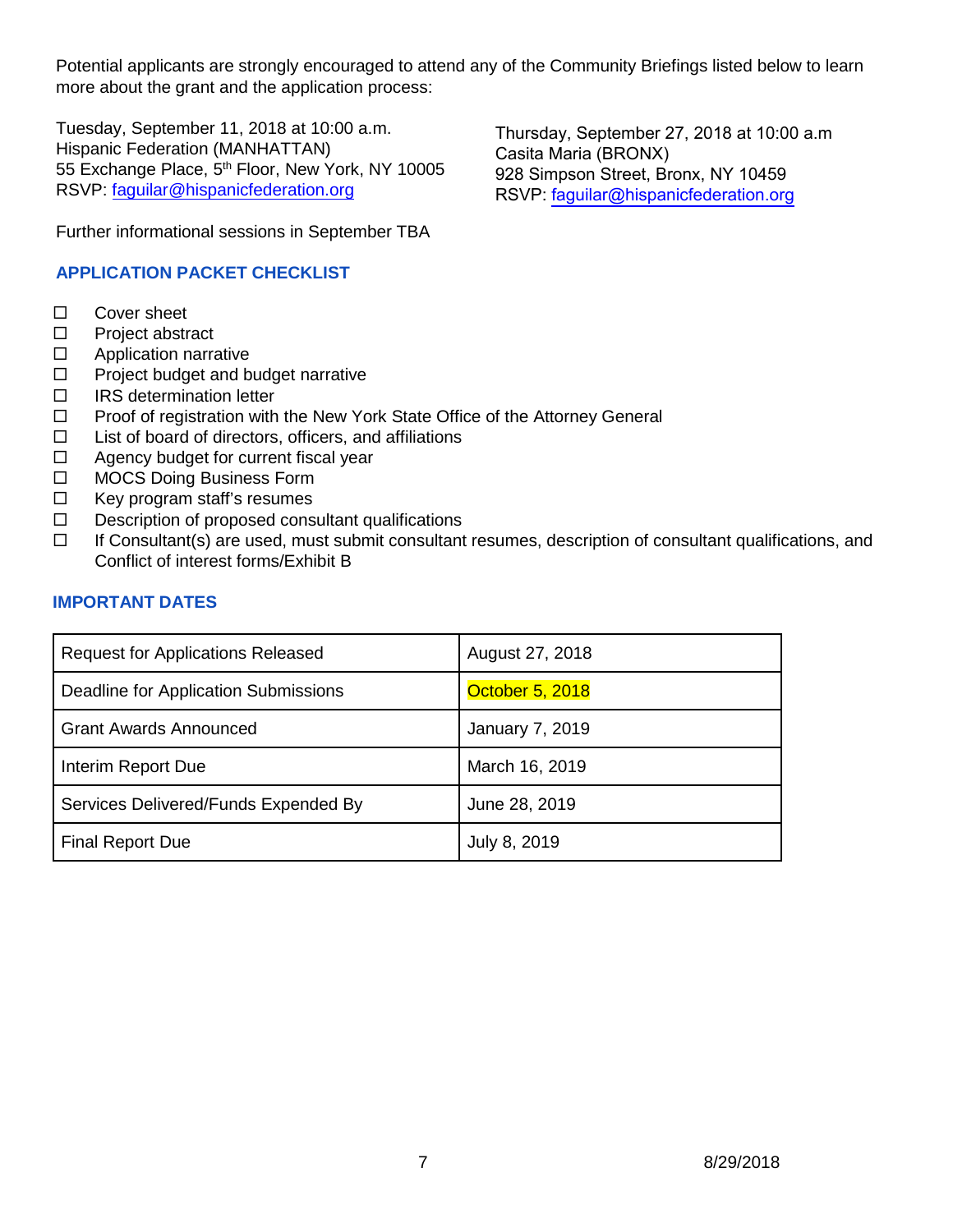Potential applicants are strongly encouraged to attend any of the Community Briefings listed below to learn more about the grant and the application process:

Tuesday, September 11, 2018 at 10:00 a.m.
Hispanic Federation (MANHATTAN)
55 Exchange Place, 5th Floor, New York, NY 10005
RSVP: faguilar@hispanicfederation.org

Thursday, September 27, 2018 at 10:00 a.m
Casita Maria (BRONX)
928 Simpson Street, Bronx, NY 10459
RSVP: faguilar@hispanicfederation.org

Further informational sessions in September TBA

## APPLICATION PACKET CHECKLIST

- ☐ Cover sheet
- ☐ Project abstract
- ☐ Application narrative
- ☐ Project budget and budget narrative
- ☐ IRS determination letter
- ☐ Proof of registration with the New York State Office of the Attorney General
- ☐ List of board of directors, officers, and affiliations
- ☐ Agency budget for current fiscal year
- ☐ MOCS Doing Business Form
- ☐ Key program staff's resumes
- ☐ Description of proposed consultant qualifications
- ☐ If Consultant(s) are used, must submit consultant resumes, description of consultant qualifications, and Conflict of interest forms/Exhibit B

## IMPORTANT DATES

| | |
|---|---|
| Request for Applications Released | August 27, 2018 |
| Deadline for Application Submissions | October 5, 2018 |
| Grant Awards Announced | January 7, 2019 |
| Interim Report Due | March 16, 2019 |
| Services Delivered/Funds Expended By | June 28, 2019 |
| Final Report Due | July 8, 2019 |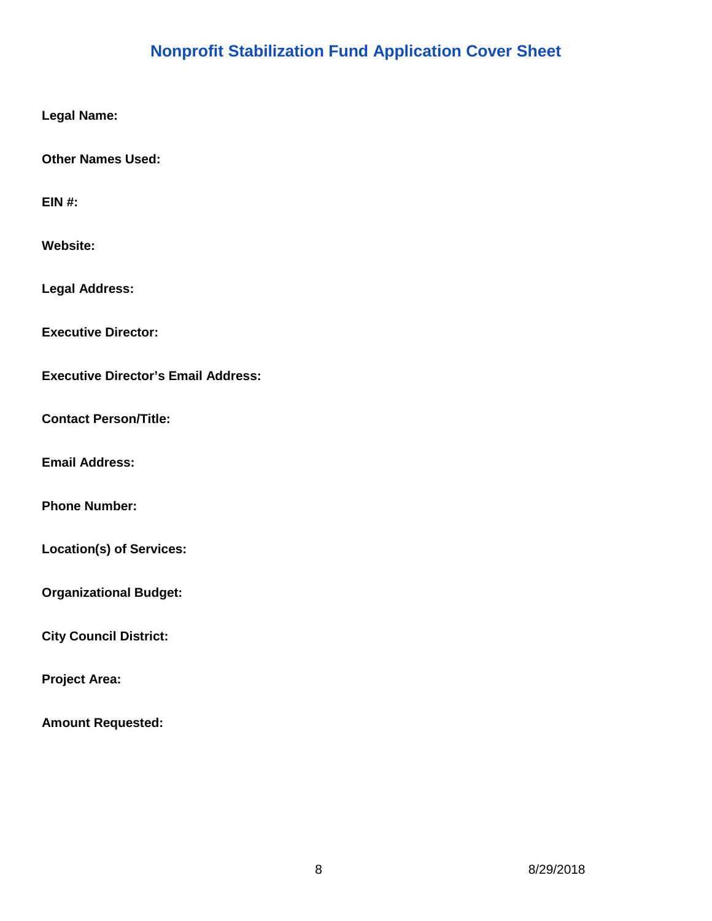# Nonprofit Stabilization Fund Application Cover Sheet

**Legal Name:**

**Other Names Used:**

**EIN #:**

**Website:**

**Legal Address:**

**Executive Director:**

**Executive Director's Email Address:**

**Contact Person/Title:**

**Email Address:**

**Phone Number:**

**Location(s) of Services:**

**Organizational Budget:**

**City Council District:**

**Project Area:**

**Amount Requested:**

8/29/2018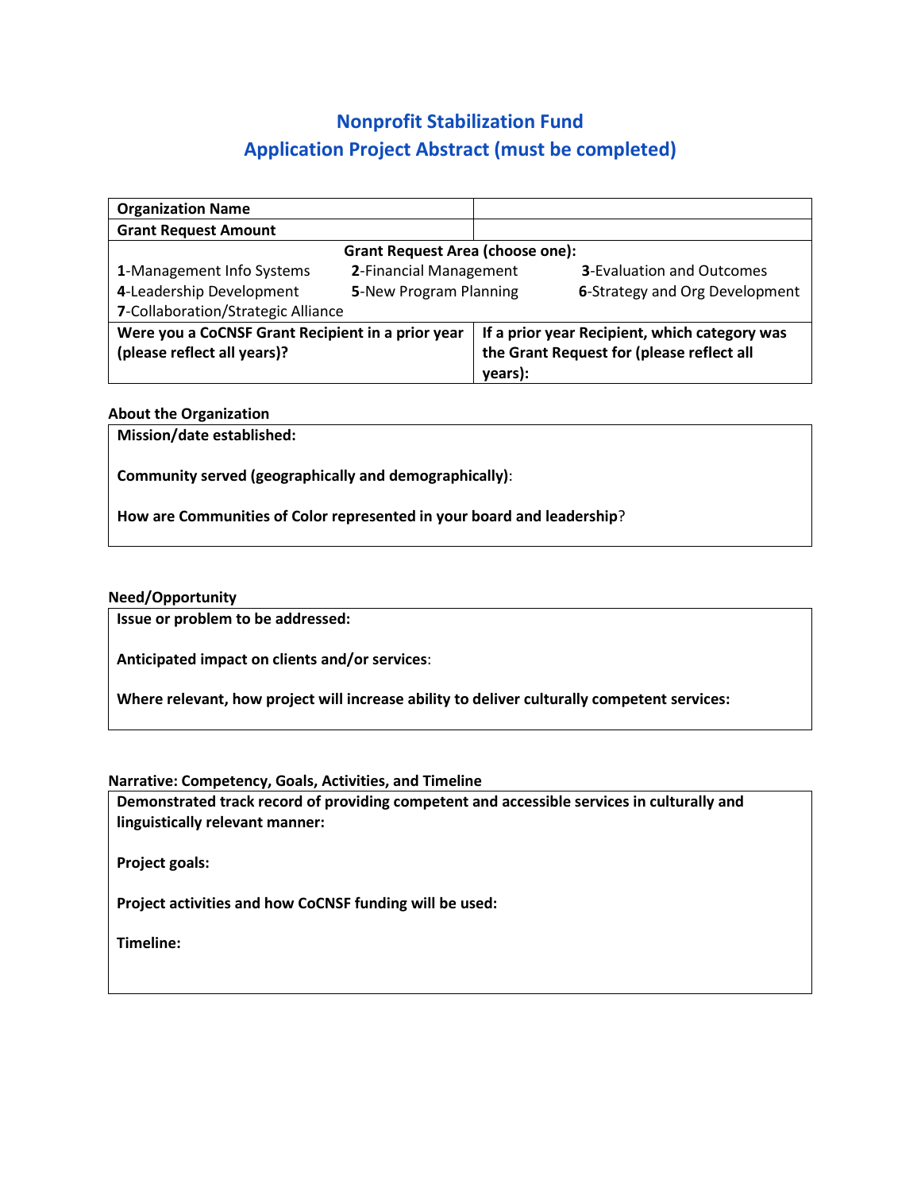# Nonprofit Stabilization Fund

## Application Project Abstract (must be completed)

| **Organization Name** | |
|---|---|
| **Grant Request Amount** | |
| **Grant Request Area (choose one):** | |
| **1**-Management Info Systems **2**-Financial Management **3**-Evaluation and Outcomes **4**-Leadership Development **5**-New Program Planning **6**-Strategy and Org Development **7**-Collaboration/Strategic Alliance | |
| **Were you a CoCNSF Grant Recipient in a prior year (please reflect all years)?** | **If a prior year Recipient, which category was the Grant Request for (please reflect all years):** |

**About the Organization**

| **Mission/date established:**<br><br>**Community served (geographically and demographically)**:<br><br>**How are Communities of Color represented in your board and leadership**? |
|---|

**Need/Opportunity**

| **Issue or problem to be addressed:**<br><br>**Anticipated impact on clients and/or services**:<br><br>**Where relevant, how project will increase ability to deliver culturally competent services:** |
|---|

**Narrative: Competency, Goals, Activities, and Timeline**

| **Demonstrated track record of providing competent and accessible services in culturally and linguistically relevant manner:**<br><br>**Project goals:**<br><br>**Project activities and how CoCNSF funding will be used:**<br><br>**Timeline:** |
|---|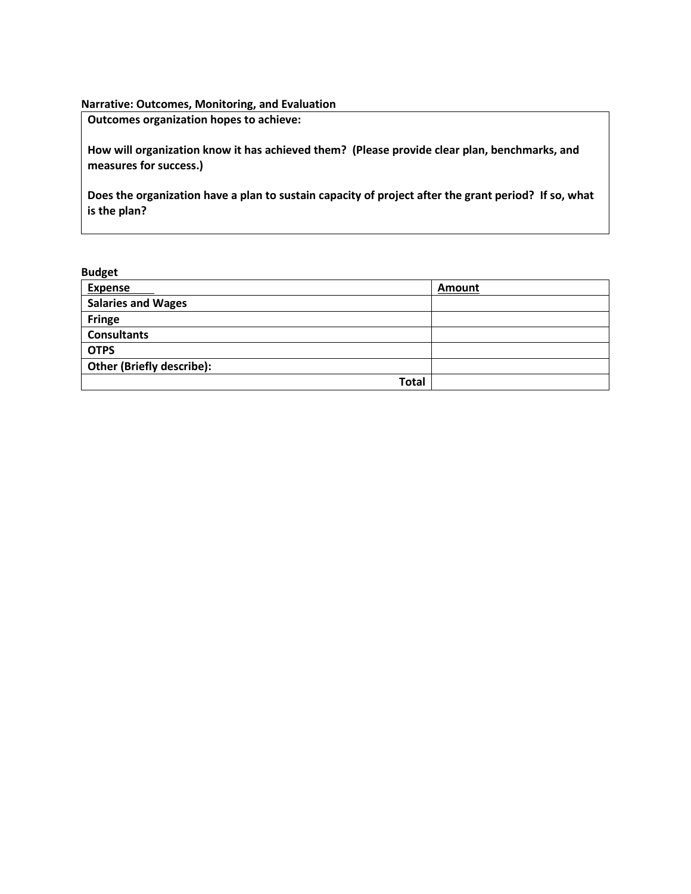**Narrative: Outcomes, Monitoring, and Evaluation**

| **Outcomes organization hopes to achieve:**<br><br>**How will organization know it has achieved them? (Please provide clear plan, benchmarks, and measures for success.)**<br><br>**Does the organization have a plan to sustain capacity of project after the grant period? If so, what is the plan?** |
|---|

**Budget**

| **Expense** | **Amount** |
|---|---|
| **Salaries and Wages** | |
| **Fringe** | |
| **Consultants** | |
| **OTPS** | |
| **Other (Briefly describe):** | |
| **Total** | |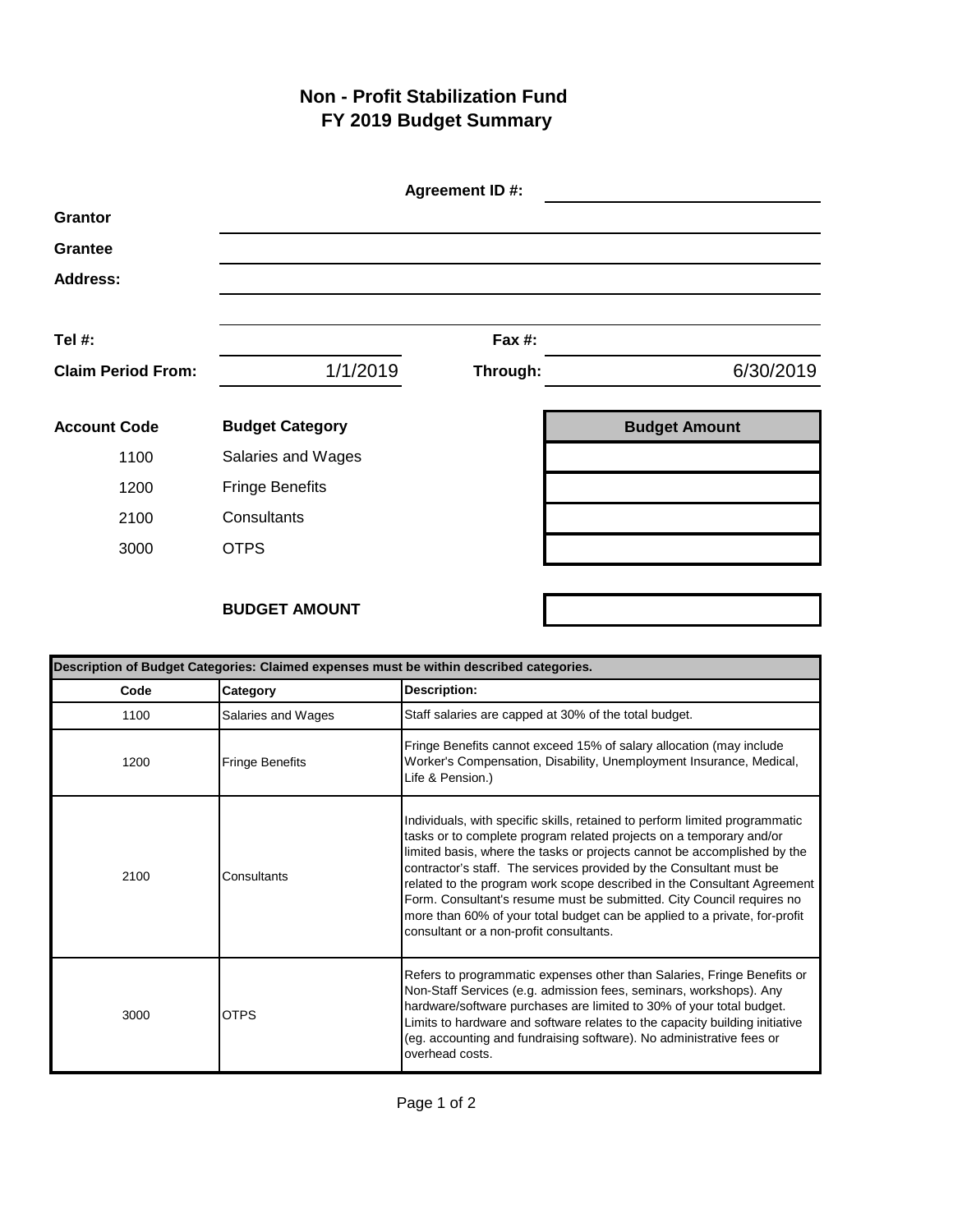# Non - Profit Stabilization Fund
## FY 2019 Budget Summary

**Agreement ID #:** ______________________

**Grantor** ______________________

**Grantee** ______________________

**Address:** ______________________

______________________

**Tel #:** ______________________ **Fax #:** ______________________

**Claim Period From:** 1/1/2019 **Through:** 6/30/2019

| Account Code | Budget Category | Budget Amount |
|---|---|---|
| 1100 | Salaries and Wages | |
| 1200 | Fringe Benefits | |
| 2100 | Consultants | |
| 3000 | OTPS | |
| | **BUDGET AMOUNT** | |

| Description of Budget Categories: Claimed expenses must be within described categories. | | |
|---|---|---|
| **Code** | **Category** | **Description:** |
| 1100 | Salaries and Wages | Staff salaries are capped at 30% of the total budget. |
| 1200 | Fringe Benefits | Fringe Benefits cannot exceed 15% of salary allocation (may include Worker's Compensation, Disability, Unemployment Insurance, Medical, Life & Pension.) |
| 2100 | Consultants | Individuals, with specific skills, retained to perform limited programmatic tasks or to complete program related projects on a temporary and/or limited basis, where the tasks or projects cannot be accomplished by the contractor's staff. The services provided by the Consultant must be related to the program work scope described in the Consultant Agreement Form. Consultant's resume must be submitted. City Council requires no more than 60% of your total budget can be applied to a private, for-profit consultant or a non-profit consultants. |
| 3000 | OTPS | Refers to programmatic expenses other than Salaries, Fringe Benefits or Non-Staff Services (e.g. admission fees, seminars, workshops). Any hardware/software purchases are limited to 30% of your total budget. Limits to hardware and software relates to the capacity building initiative (eg. accounting and fundraising software). No administrative fees or overhead costs. |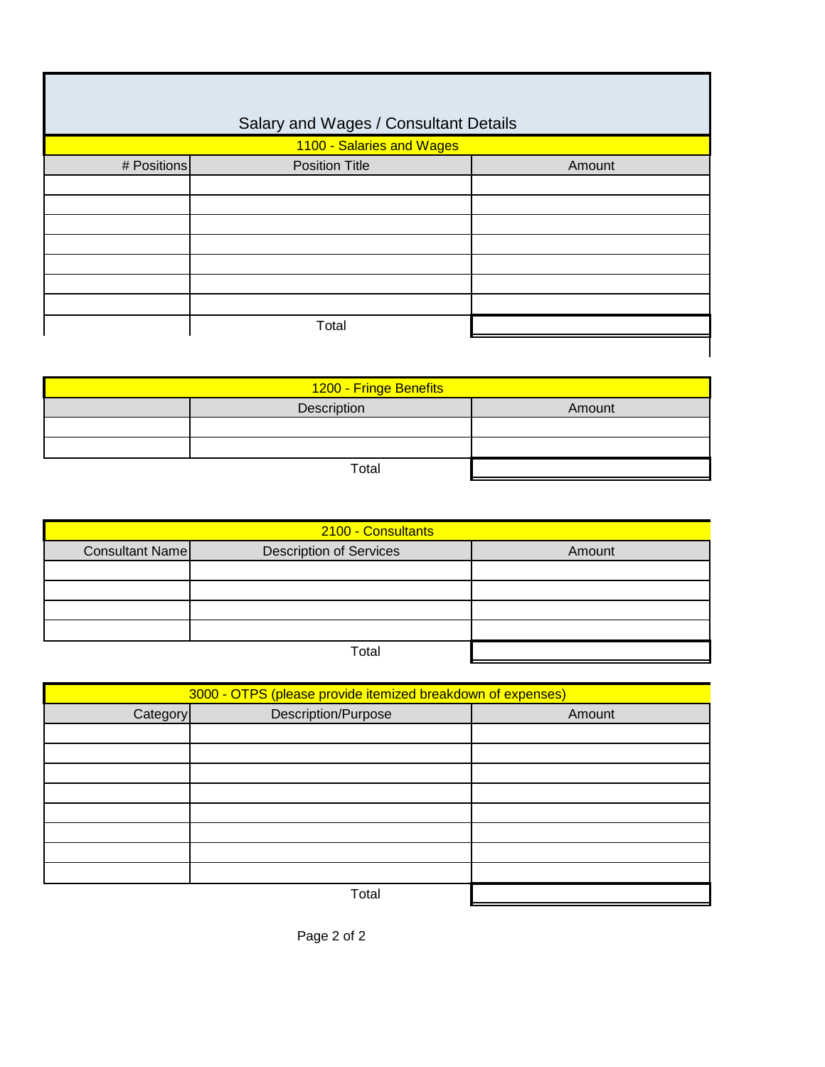# Salary and Wages / Consultant Details

## 1100 - Salaries and Wages

| # Positions | Position Title | Amount |
|---|---|---|
| | | |
| | | |
| | | |
| | | |
| | | |
| | | |
| | | |
| | Total | |

## 1200 - Fringe Benefits

| | Description | Amount |
|---|---|---|
| | | |
| | | |
| | Total | |

## 2100 - Consultants

| Consultant Name | Description of Services | Amount |
|---|---|---|
| | | |
| | | |
| | | |
| | | |
| | Total | |

## 3000 - OTPS (please provide itemized breakdown of expenses)

| Category | Description/Purpose | Amount |
|---|---|---|
| | | |
| | | |
| | | |
| | | |
| | | |
| | | |
| | | |
| | | |
| | Total | |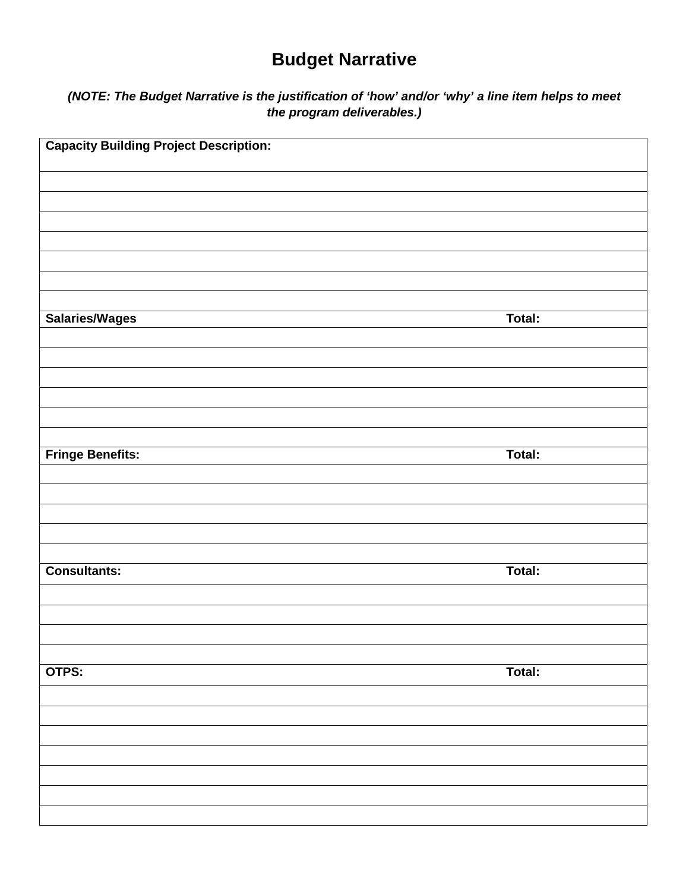# Budget Narrative

***(NOTE: The Budget Narrative is the justification of 'how' and/or 'why' a line item helps to meet the program deliverables.)***

| **Capacity Building Project Description:** | |
|---|---|
| | |
| | |
| | |
| | |
| | |
| | |
| | |
| **Salaries/Wages** | **Total:** |
| | |
| | |
| | |
| | |
| | |
| | |
| **Fringe Benefits:** | **Total:** |
| | |
| | |
| | |
| | |
| | |
| **Consultants:** | **Total:** |
| | |
| | |
| | |
| | |
| **OTPS:** | **Total:** |
| | |
| | |
| | |
| | |
| | |
| | |
| | |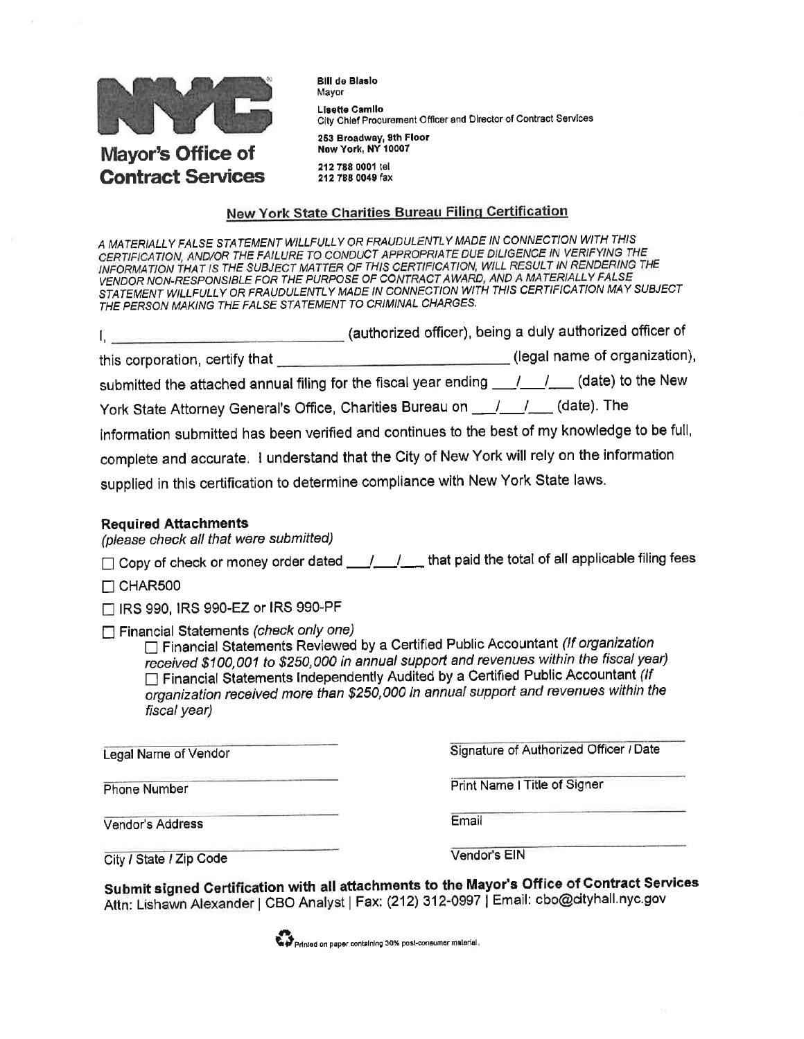**NYC**

**Mayor's Office of Contract Services**

**Bill de Blasio**
Mayor

**Lisette Camilo**
City Chief Procurement Officer and Director of Contract Services

**253 Broadway, 9th Floor**
**New York, NY 10007**

**212 788 0001** tel
**212 788 0049** fax

## New York State Charities Bureau Filing Certification

*A MATERIALLY FALSE STATEMENT WILLFULLY OR FRAUDULENTLY MADE IN CONNECTION WITH THIS CERTIFICATION, AND/OR THE FAILURE TO CONDUCT APPROPRIATE DUE DILIGENCE IN VERIFYING THE INFORMATION THAT IS THE SUBJECT MATTER OF THIS CERTIFICATION, WILL RESULT IN RENDERING THE VENDOR NON-RESPONSIBLE FOR THE PURPOSE OF CONTRACT AWARD, AND A MATERIALLY FALSE STATEMENT WILLFULLY OR FRAUDULENTLY MADE IN CONNECTION WITH THIS CERTIFICATION MAY SUBJECT THE PERSON MAKING THE FALSE STATEMENT TO CRIMINAL CHARGES.*

I, ______________________________ (authorized officer), being a duly authorized officer of this corporation, certify that ______________________________ (legal name of organization), submitted the attached annual filing for the fiscal year ending ___/___/___ (date) to the New York State Attorney General's Office, Charities Bureau on ___/___/___ (date). The information submitted has been verified and continues to the best of my knowledge to be full, complete and accurate. I understand that the City of New York will rely on the information supplied in this certification to determine compliance with New York State laws.

**Required Attachments**
*(please check all that were submitted)*

☐ Copy of check or money order dated ___/___/___ that paid the total of all applicable filing fees

☐ CHAR500

☐ IRS 990, IRS 990-EZ or IRS 990-PF

☐ Financial Statements *(check only one)*

- ☐ Financial Statements Reviewed by a Certified Public Accountant *(If organization received $100,001 to $250,000 in annual support and revenues within the fiscal year)*
- ☐ Financial Statements Independently Audited by a Certified Public Accountant *(If organization received more than $250,000 in annual support and revenues within the fiscal year)*

| | |
|---|---|
| ______________________ | ______________________ |
| Legal Name of Vendor | Signature of Authorized Officer / Date |
| ______________________ | ______________________ |
| Phone Number | Print Name / Title of Signer |
| ______________________ | ______________________ |
| Vendor's Address | Email |
| ______________________ | ______________________ |
| City / State / Zip Code | Vendor's EIN |

**Submit signed Certification with all attachments to the Mayor's Office of Contract Services**
Attn: Lishawn Alexander | CBO Analyst | Fax: (212) 312-0997 | Email: cbo@cityhall.nyc.gov

Printed on paper containing 30% post-consumer material.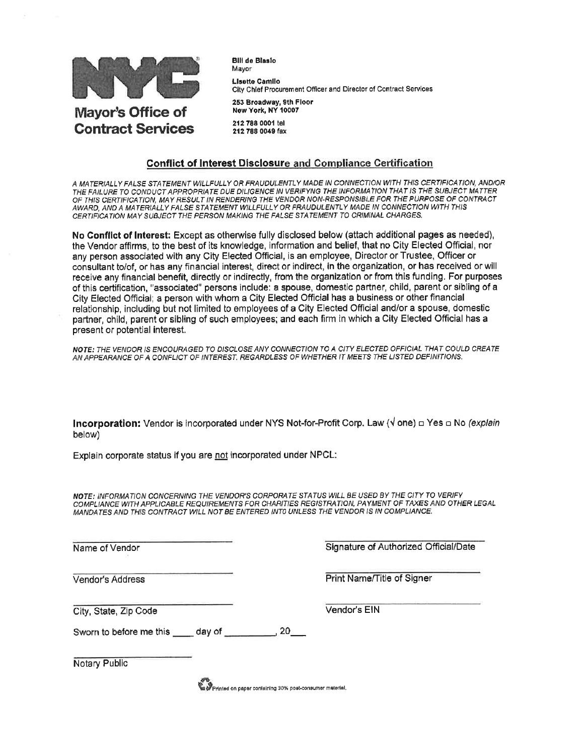**Mayor's Office of Contract Services**

**Bill de Blasio**
Mayor

**Lisette Camilo**
City Chief Procurement Officer and Director of Contract Services

**253 Broadway, 9th Floor**
**New York, NY 10007**

**212 788 0001** tel
**212 788 0049** fax

## Conflict of Interest Disclosure and Compliance Certification

*A MATERIALLY FALSE STATEMENT WILLFULLY OR FRAUDULENTLY MADE IN CONNECTION WITH THIS CERTIFICATION, AND/OR THE FAILURE TO CONDUCT APPROPRIATE DUE DILIGENCE IN VERIFYNG THE INFORMATION THAT IS THE SUBJECT MATTER OF THIS CERTIFICATION, MAY RESULT IN RENDERING THE VENDOR NON-RESPONSIBLE FOR THE PURPOSE OF CONTRACT AWARD, AND A MATERIALLY FALSE STATEMENT WILLFULLY OR FRAUDULENTLY MADE IN CONNECTION WITH THIS CERTIFICATION MAY SUBJECT THE PERSON MAKING THE FALSE STATEMENT TO CRIMINAL CHARGES.*

**No Conflict of Interest:** Except as otherwise fully disclosed below (attach additional pages as needed), the Vendor affirms, to the best of its knowledge, information and belief, that no City Elected Official, nor any person associated with any City Elected Official, is an employee, Director or Trustee, Officer or consultant to/of, or has any financial interest, direct or indirect, in the organization, or has received or will receive any financial benefit, directly or indirectly, from the organization or from this funding. For purposes of this certification, "associated" persons include: a spouse, domestic partner, child, parent or sibling of a City Elected Official; a person with whom a City Elected Official has a business or other financial relationship, including but not limited to employees of a City Elected Official and/or a spouse, domestic partner, child, parent or sibling of such employees; and each firm in which a City Elected Official has a present or potential interest.

*NOTE: THE VENDOR IS ENCOURAGED TO DISCLOSE ANY CONNECTION TO A CITY ELECTED OFFICIAL THAT COULD CREATE AN APPEARANCE OF A CONFLICT OF INTEREST, REGARDLESS OF WHETHER IT MEETS THE LISTED DEFINITIONS.*

**Incorporation:** Vendor is incorporated under NYS Not-for-Profit Corp. Law (√ one) □ Yes □ No *(explain below)*

Explain corporate status if you are not incorporated under NPCL:

*NOTE: INFORMATION CONCERNING THE VENDOR'S CORPORATE STATUS WILL BE USED BY THE CITY TO VERIFY COMPLIANCE WITH APPLICABLE REQUIREMENTS FOR CHARITIES REGISTRATION, PAYMENT OF TAXES AND OTHER LEGAL MANDATES AND THIS CONTRACT WILL NOT BE ENTERED INTO UNLESS THE VENDOR IS IN COMPLIANCE.*

\_\_\_\_\_\_\_\_\_\_\_\_\_\_\_\_\_\_\_\_\_\_\_\_\_\_\_\_
Name of Vendor

\_\_\_\_\_\_\_\_\_\_\_\_\_\_\_\_\_\_\_\_\_\_\_\_\_\_\_\_
Signature of Authorized Official/Date

\_\_\_\_\_\_\_\_\_\_\_\_\_\_\_\_\_\_\_\_\_\_\_\_\_\_\_\_
Vendor's Address

\_\_\_\_\_\_\_\_\_\_\_\_\_\_\_\_\_\_\_\_\_\_\_\_\_\_\_\_
Print Name/Title of Signer

\_\_\_\_\_\_\_\_\_\_\_\_\_\_\_\_\_\_\_\_\_\_\_\_\_\_\_\_
City, State, Zip Code

\_\_\_\_\_\_\_\_\_\_\_\_\_\_\_\_\_\_\_\_\_\_\_\_\_\_\_\_
Vendor's EIN

Sworn to before me this \_\_\_\_ day of \_\_\_\_\_\_\_\_\_\_, 20\_\_\_

\_\_\_\_\_\_\_\_\_\_\_\_\_\_\_\_\_\_\_\_\_\_\_\_
Notary Public

Printed on paper containing 30% post-consumer material.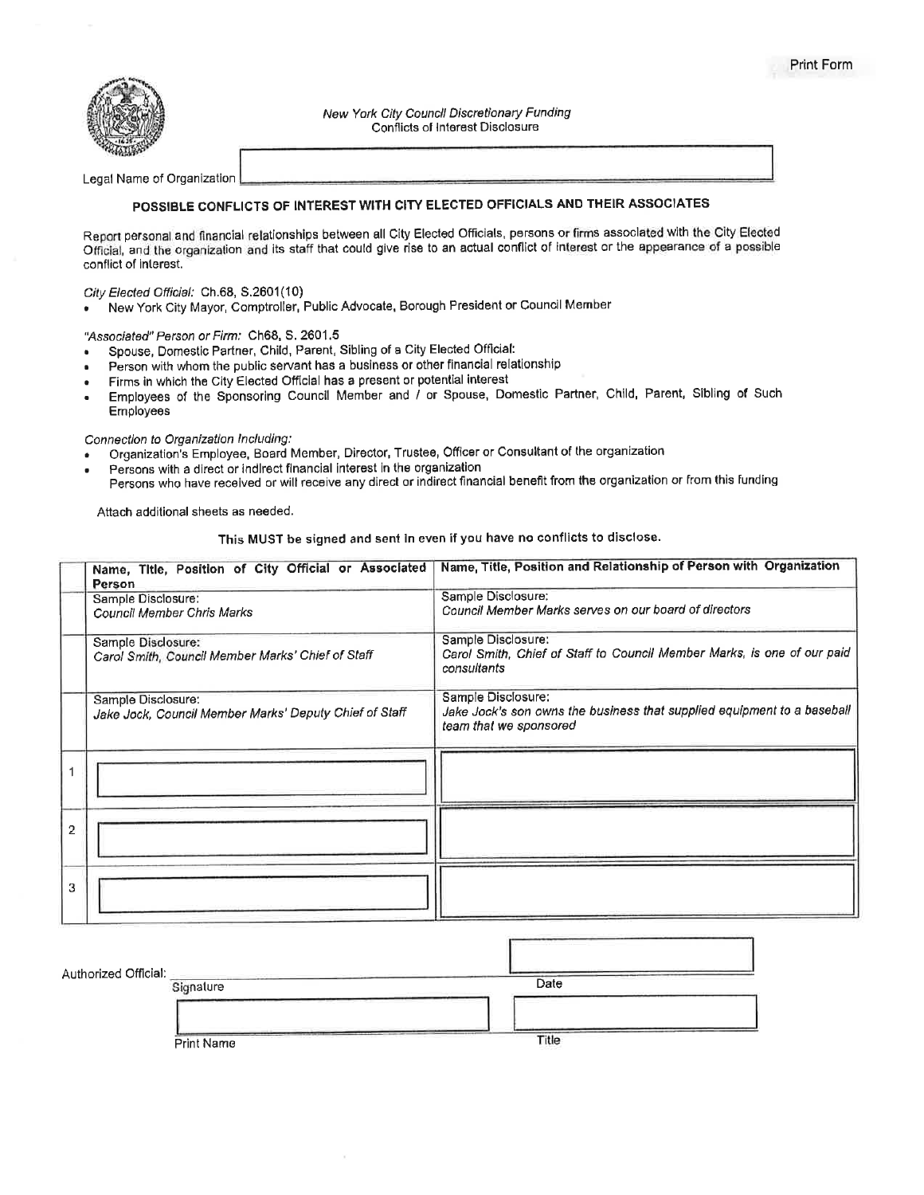Print Form

New York City Council Discretionary Funding
Conflicts of Interest Disclosure

Legal Name of Organization

## POSSIBLE CONFLICTS OF INTEREST WITH CITY ELECTED OFFICIALS AND THEIR ASSOCIATES

Report personal and financial relationships between all City Elected Officials, persons or firms associated with the City Elected Official, and the organization and its staff that could give rise to an actual conflict of interest or the appearance of a possible conflict of interest.

*City Elected Official:* Ch.68, S.2601(10)

- New York City Mayor, Comptroller, Public Advocate, Borough President or Council Member

*"Associated" Person or Firm:* Ch68, S. 2601.5

- Spouse, Domestic Partner, Child, Parent, Sibling of a City Elected Official:
- Person with whom the public servant has a business or other financial relationship
- Firms in which the City Elected Official has a present or potential interest
- Employees of the Sponsoring Council Member and / or Spouse, Domestic Partner, Child, Parent, Sibling of Such Employees

*Connection to Organization Including:*

- Organization's Employee, Board Member, Director, Trustee, Officer or Consultant of the organization
- Persons with a direct or indirect financial interest in the organization
  Persons who have received or will receive any direct or indirect financial benefit from the organization or from this funding

Attach additional sheets as needed.

**This MUST be signed and sent in even if you have no conflicts to disclose.**

| | Name, Title, Position of City Official or Associated Person | Name, Title, Position and Relationship of Person with Organization |
|---|---|---|
| | Sample Disclosure: *Council Member Chris Marks* | Sample Disclosure: *Council Member Marks serves on our board of directors* |
| | Sample Disclosure: *Carol Smith, Council Member Marks' Chief of Staff* | Sample Disclosure: *Carol Smith, Chief of Staff to Council Member Marks, is one of our paid consultants* |
| | Sample Disclosure: *Jake Jock, Council Member Marks' Deputy Chief of Staff* | Sample Disclosure: *Jake Jock's son owns the business that supplied equipment to a baseball team that we sponsored* |
| 1 | | |
| 2 | | |
| 3 | | |

Authorized Official: ______________________
Signature

Date

Print Name

Title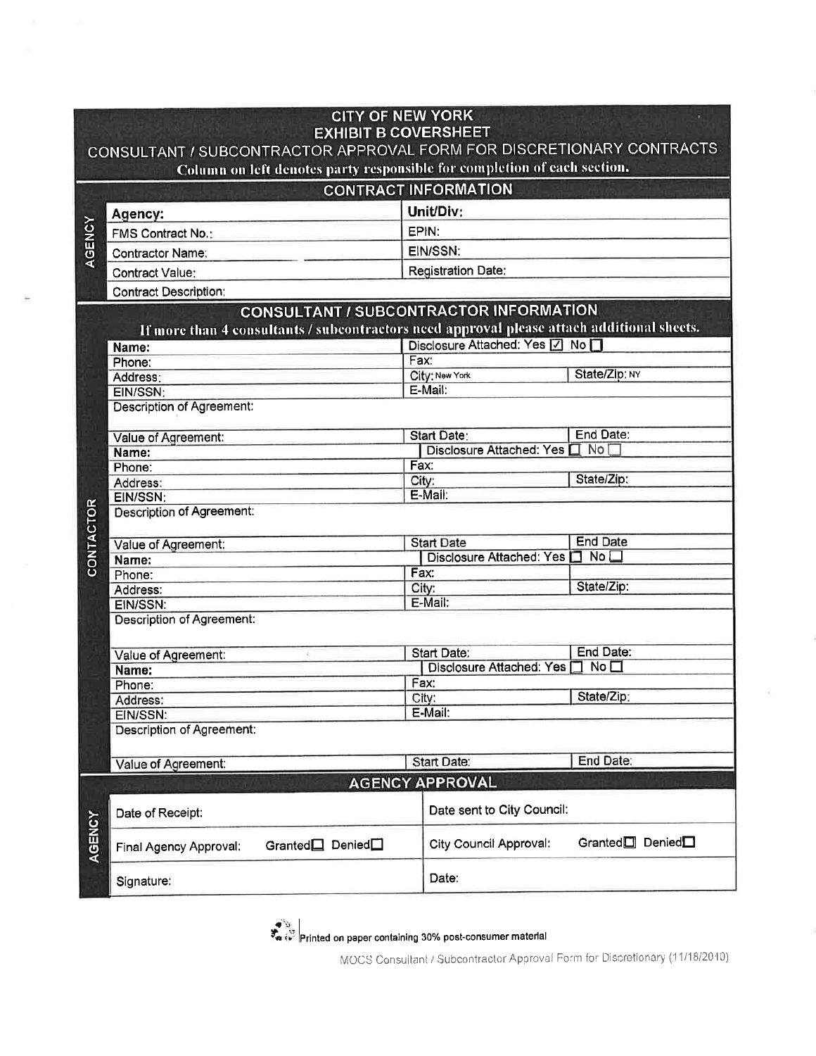# CITY OF NEW YORK
## EXHIBIT B COVERSHEET
### CONSULTANT / SUBCONTRACTOR APPROVAL FORM FOR DISCRETIONARY CONTRACTS

**Column on left denotes party responsible for completion of each section.**

## CONTRACT INFORMATION

| AGENCY | | |
|---|---|---|
| | **Agency:** | **Unit/Div:** |
| | FMS Contract No.: | EPIN: |
| | Contractor Name: | EIN/SSN: |
| | Contract Value: | Registration Date: |
| | Contract Description: | |

## CONSULTANT / SUBCONTRACTOR INFORMATION

**If more than 4 consultants / subcontractors need approval please attach additional sheets.**

| CONTACTOR | | | |
|---|---|---|---|
| | **Name:** | Disclosure Attached: Yes ☑ No ☐ | |
| | Phone: | Fax: | |
| | Address: | City: New York | State/Zip: NY |
| | EIN/SSN: | E-Mail: | |
| | Description of Agreement: | | |
| | Value of Agreement: | Start Date: | End Date: |
| | **Name:** | Disclosure Attached: Yes ☐ No ☐ | |
| | Phone: | Fax: | |
| | Address: | City: | State/Zip: |
| | EIN/SSN: | E-Mail: | |
| | Description of Agreement: | | |
| | Value of Agreement: | Start Date | End Date |
| | **Name:** | Disclosure Attached: Yes ☐ No ☐ | |
| | Phone: | Fax: | |
| | Address: | City: | State/Zip: |
| | EIN/SSN: | E-Mail: | |
| | Description of Agreement: | | |
| | Value of Agreement: | Start Date: | End Date: |
| | **Name:** | Disclosure Attached: Yes ☐ No ☐ | |
| | Phone: | Fax: | |
| | Address: | City: | State/Zip: |
| | EIN/SSN: | E-Mail: | |
| | Description of Agreement: | | |
| | Value of Agreement: | Start Date: | End Date: |

## AGENCY APPROVAL

| AGENCY | | |
|---|---|---|
| | Date of Receipt: | Date sent to City Council: |
| | Final Agency Approval: Granted☐ Denied☐ | City Council Approval: Granted☐ Denied☐ |
| | Signature: | Date: |

Printed on paper containing 30% post-consumer material

MOCS Consultant / Subcontractor Approval Form for Discretionary (11/18/2010)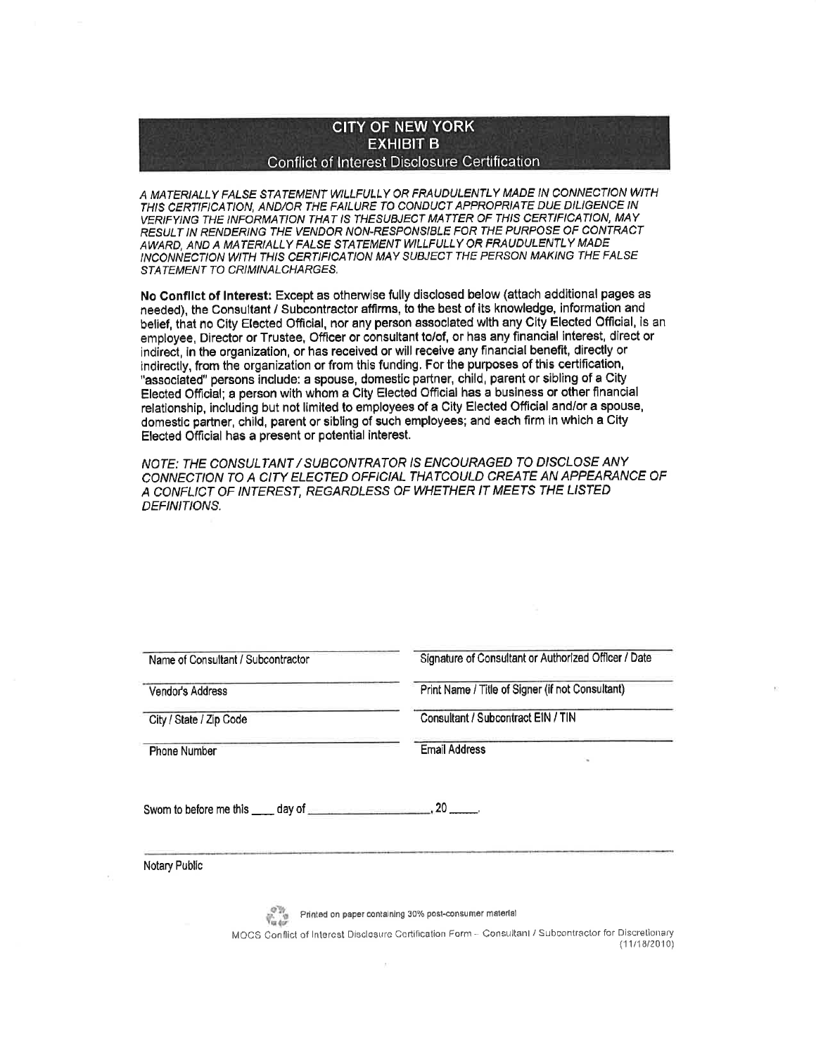# CITY OF NEW YORK
## EXHIBIT B
### Conflict of Interest Disclosure Certification

*A MATERIALLY FALSE STATEMENT WILLFULLY OR FRAUDULENTLY MADE IN CONNECTION WITH THIS CERTIFICATION, AND/OR THE FAILURE TO CONDUCT APPROPRIATE DUE DILIGENCE IN VERIFYING THE INFORMATION THAT IS THESUBJECT MATTER OF THIS CERTIFICATION, MAY RESULT IN RENDERING THE VENDOR NON-RESPONSIBLE FOR THE PURPOSE OF CONTRACT AWARD, AND A MATERIALLY FALSE STATEMENT WILLFULLY OR FRAUDULENTLY MADE INCONNECTION WITH THIS CERTIFICATION MAY SUBJECT THE PERSON MAKING THE FALSE STATEMENT TO CRIMINALCHARGES.*

**No Conflict of Interest:** Except as otherwise fully disclosed below (attach additional pages as needed), the Consultant / Subcontractor affirms, to the best of its knowledge, information and belief, that no City Elected Official, nor any person associated with any City Elected Official, is an employee, Director or Trustee, Officer or consultant to/of, or has any financial interest, direct or indirect, in the organization, or has received or will receive any financial benefit, directly or indirectly, from the organization or from this funding. For the purposes of this certification, "associated" persons include: a spouse, domestic partner, child, parent or sibling of a City Elected Official; a person with whom a City Elected Official has a business or other financial relationship, including but not limited to employees of a City Elected Official and/or a spouse, domestic partner, child, parent or sibling of such employees; and each firm in which a City Elected Official has a present or potential interest.

*NOTE: THE CONSULTANT / SUBCONTRATOR IS ENCOURAGED TO DISCLOSE ANY CONNECTION TO A CITY ELECTED OFFICIAL THATCOULD CREATE AN APPEARANCE OF A CONFLICT OF INTEREST, REGARDLESS OF WHETHER IT MEETS THE LISTED DEFINITIONS.*

| | |
|---|---|
| Name of Consultant / Subcontractor | Signature of Consultant or Authorized Officer / Date |
| Vendor's Address | Print Name / Title of Signer (if not Consultant) |
| City / State / Zip Code | Consultant / Subcontract EIN / TIN |
| Phone Number | Email Address |

Sworn to before me this ____ day of ____________________, 20 _____.

Notary Public

Printed on paper containing 30% post-consumer material

MOCS Conflict of Interest Disclosure Certification Form – Consultant / Subcontractor for Discretionary (11/18/2010)